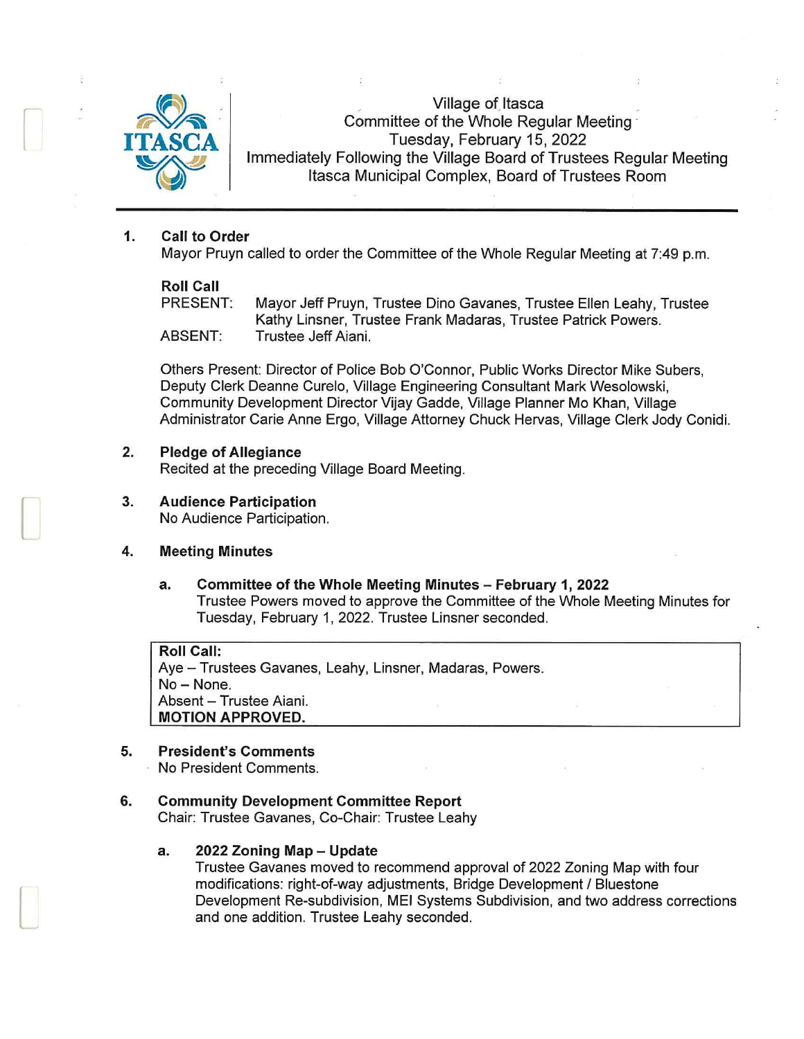Village of Itasca
Committee of the Whole Regular Meeting
Tuesday, February 15, 2022
Immediately Following the Village Board of Trustees Regular Meeting
Itasca Municipal Complex, Board of Trustees Room

## 1. Call to Order

Mayor Pruyn called to order the Committee of the Whole Regular Meeting at 7:49 p.m.

**Roll Call**

PRESENT: Mayor Jeff Pruyn, Trustee Dino Gavanes, Trustee Ellen Leahy, Trustee Kathy Linsner, Trustee Frank Madaras, Trustee Patrick Powers.

ABSENT: Trustee Jeff Aiani.

Others Present: Director of Police Bob O'Connor, Public Works Director Mike Subers, Deputy Clerk Deanne Curelo, Village Engineering Consultant Mark Wesolowski, Community Development Director Vijay Gadde, Village Planner Mo Khan, Village Administrator Carie Anne Ergo, Village Attorney Chuck Hervas, Village Clerk Jody Conidi.

## 2. Pledge of Allegiance

Recited at the preceding Village Board Meeting.

## 3. Audience Participation

No Audience Participation.

## 4. Meeting Minutes

### a. Committee of the Whole Meeting Minutes – February 1, 2022

Trustee Powers moved to approve the Committee of the Whole Meeting Minutes for Tuesday, February 1, 2022. Trustee Linsner seconded.

**Roll Call:**
Aye – Trustees Gavanes, Leahy, Linsner, Madaras, Powers.
No – None.
Absent – Trustee Aiani.
**MOTION APPROVED.**

## 5. President's Comments

No President Comments.

## 6. Community Development Committee Report

Chair: Trustee Gavanes, Co-Chair: Trustee Leahy

### a. 2022 Zoning Map – Update

Trustee Gavanes moved to recommend approval of 2022 Zoning Map with four modifications: right-of-way adjustments, Bridge Development / Bluestone Development Re-subdivision, MEI Systems Subdivision, and two address corrections and one addition. Trustee Leahy seconded.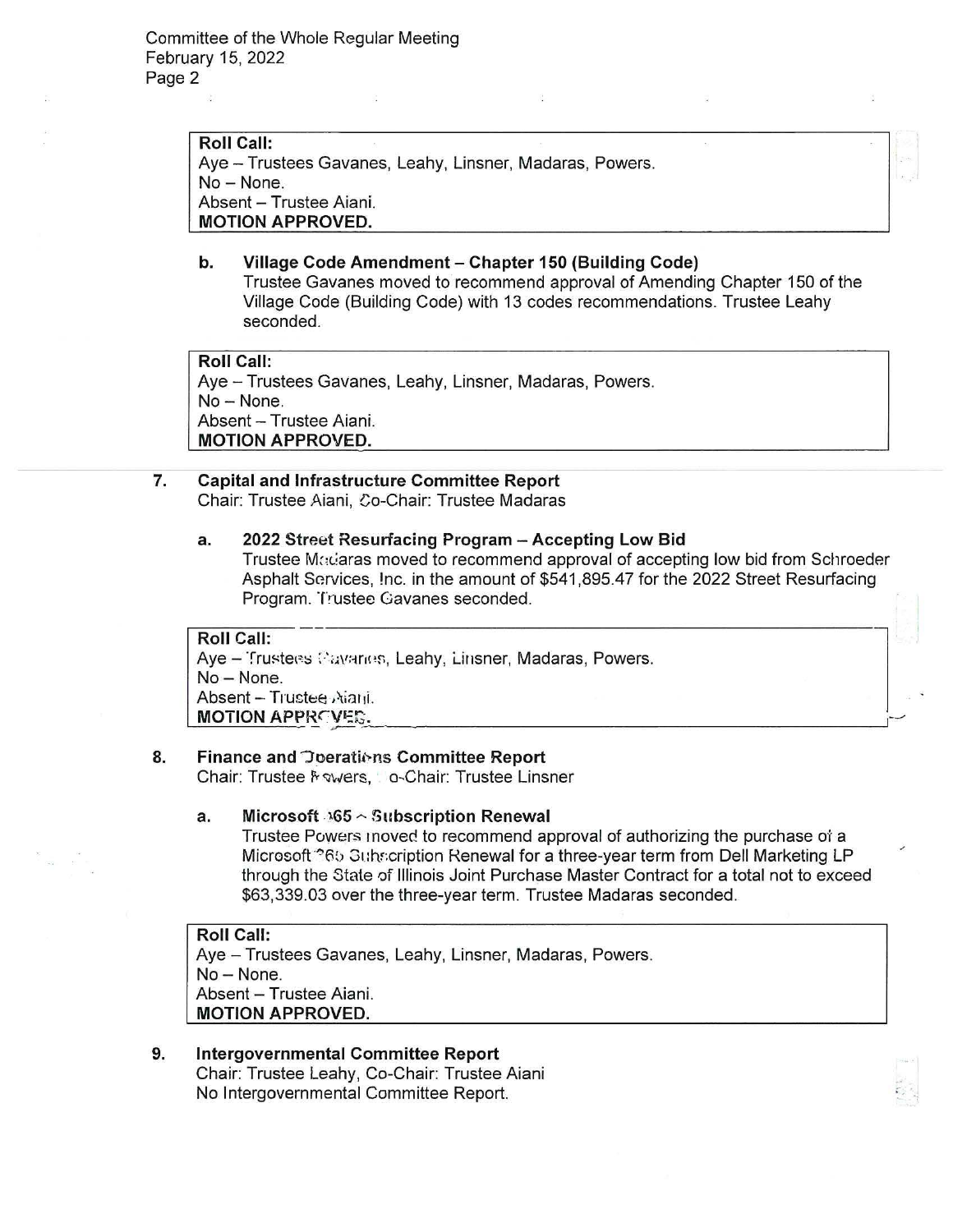**Roll Call:**
Aye – Trustees Gavanes, Leahy, Linsner, Madaras, Powers.
No – None.
Absent – Trustee Aiani.
**MOTION APPROVED.**

**b. Village Code Amendment – Chapter 150 (Building Code)**
Trustee Gavanes moved to recommend approval of Amending Chapter 150 of the Village Code (Building Code) with 13 codes recommendations. Trustee Leahy seconded.

**Roll Call:**
Aye – Trustees Gavanes, Leahy, Linsner, Madaras, Powers.
No – None.
Absent – Trustee Aiani.
**MOTION APPROVED.**

**7. Capital and Infrastructure Committee Report**
Chair: Trustee Aiani, Co-Chair: Trustee Madaras

**a. 2022 Street Resurfacing Program – Accepting Low Bid**
Trustee Madaras moved to recommend approval of accepting low bid from Schroeder Asphalt Services, Inc. in the amount of $541,895.47 for the 2022 Street Resurfacing Program. Trustee Gavanes seconded.

**Roll Call:**
Aye – Trustees Gavanes, Leahy, Linsner, Madaras, Powers.
No – None.
Absent – Trustee Aiani.
**MOTION APPROVED.**

**8. Finance and Operations Committee Report**
Chair: Trustee Powers, Co-Chair: Trustee Linsner

**a. Microsoft 365 – Subscription Renewal**
Trustee Powers moved to recommend approval of authorizing the purchase of a Microsoft 365 Subscription Renewal for a three-year term from Dell Marketing LP through the State of Illinois Joint Purchase Master Contract for a total not to exceed $63,339.03 over the three-year term. Trustee Madaras seconded.

**Roll Call:**
Aye – Trustees Gavanes, Leahy, Linsner, Madaras, Powers.
No – None.
Absent – Trustee Aiani.
**MOTION APPROVED.**

**9. Intergovernmental Committee Report**
Chair: Trustee Leahy, Co-Chair: Trustee Aiani
No Intergovernmental Committee Report.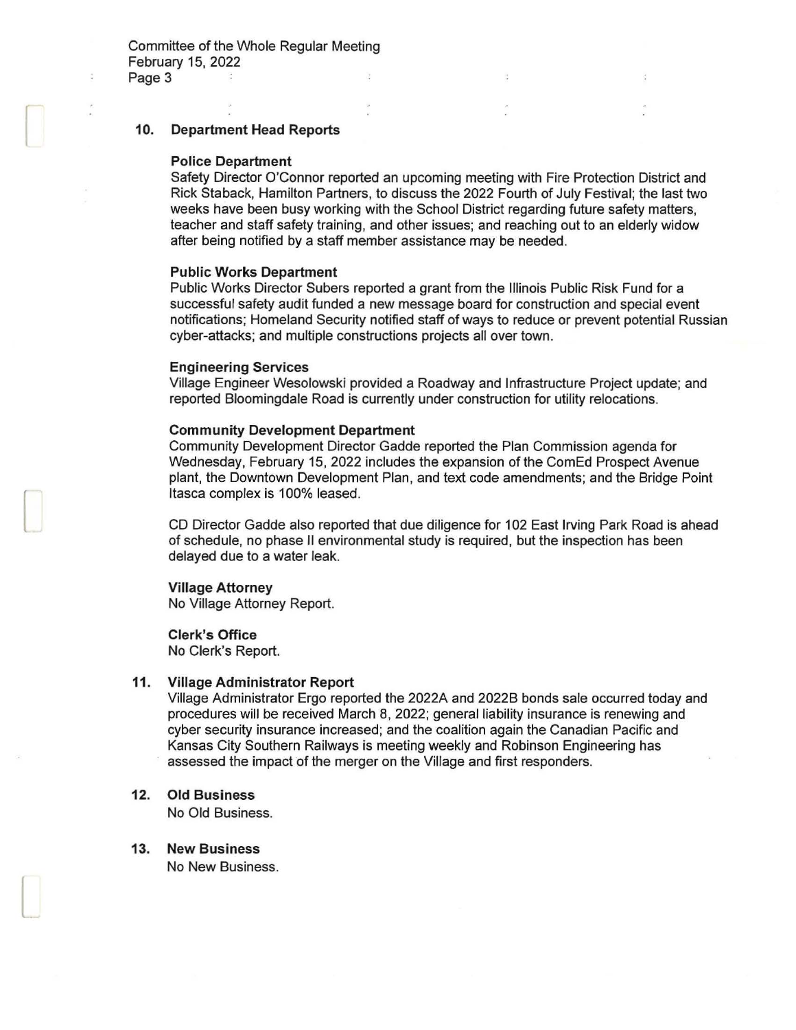## 10. Department Head Reports

**Police Department**

Safety Director O'Connor reported an upcoming meeting with Fire Protection District and Rick Staback, Hamilton Partners, to discuss the 2022 Fourth of July Festival; the last two weeks have been busy working with the School District regarding future safety matters, teacher and staff safety training, and other issues; and reaching out to an elderly widow after being notified by a staff member assistance may be needed.

**Public Works Department**

Public Works Director Subers reported a grant from the Illinois Public Risk Fund for a successful safety audit funded a new message board for construction and special event notifications; Homeland Security notified staff of ways to reduce or prevent potential Russian cyber-attacks; and multiple constructions projects all over town.

**Engineering Services**

Village Engineer Wesolowski provided a Roadway and Infrastructure Project update; and reported Bloomingdale Road is currently under construction for utility relocations.

**Community Development Department**

Community Development Director Gadde reported the Plan Commission agenda for Wednesday, February 15, 2022 includes the expansion of the ComEd Prospect Avenue plant, the Downtown Development Plan, and text code amendments; and the Bridge Point Itasca complex is 100% leased.

CD Director Gadde also reported that due diligence for 102 East Irving Park Road is ahead of schedule, no phase II environmental study is required, but the inspection has been delayed due to a water leak.

**Village Attorney**

No Village Attorney Report.

**Clerk's Office**

No Clerk's Report.

## 11. Village Administrator Report

Village Administrator Ergo reported the 2022A and 2022B bonds sale occurred today and procedures will be received March 8, 2022; general liability insurance is renewing and cyber security insurance increased; and the coalition again the Canadian Pacific and Kansas City Southern Railways is meeting weekly and Robinson Engineering has assessed the impact of the merger on the Village and first responders.

## 12. Old Business

No Old Business.

## 13. New Business

No New Business.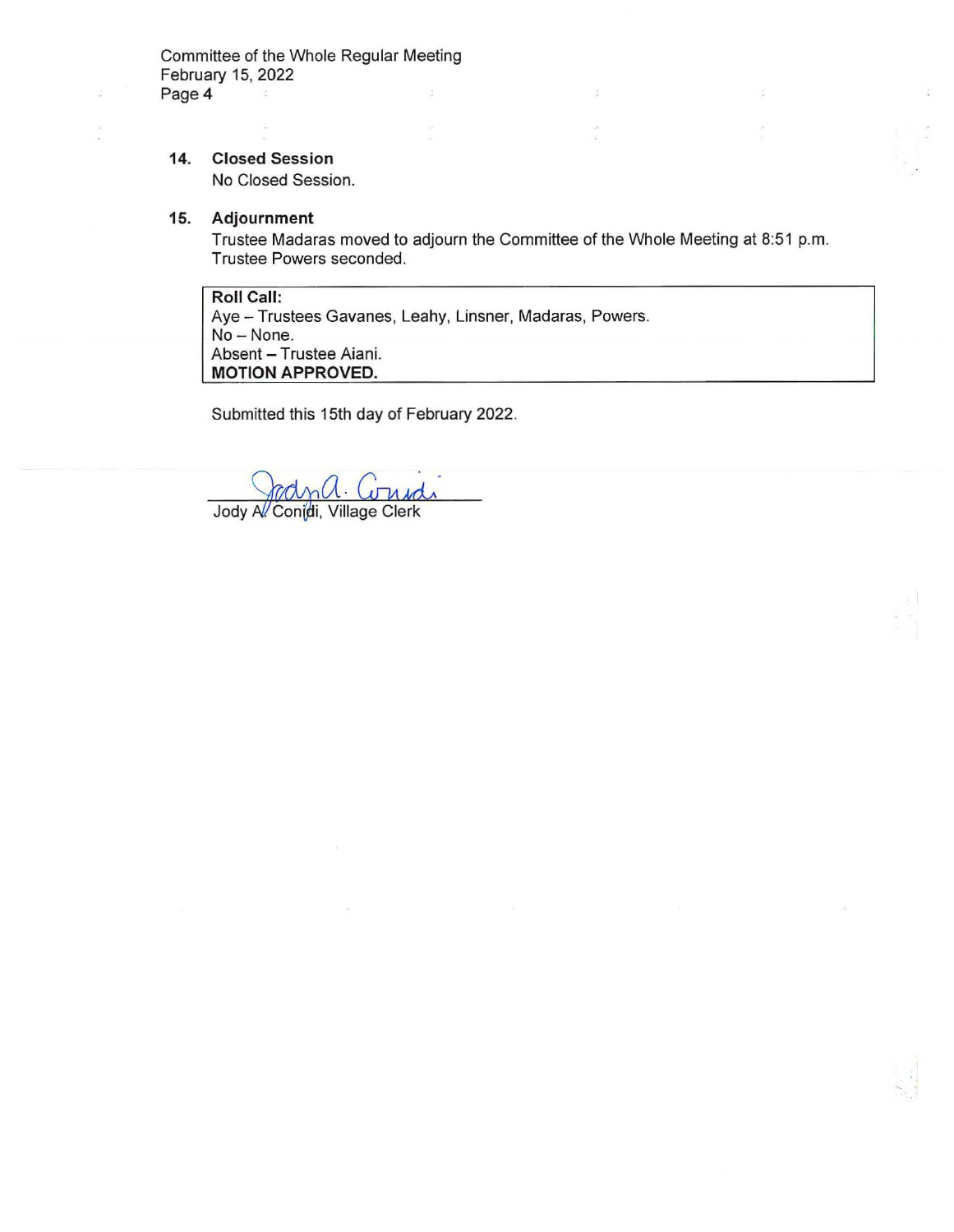### 14. Closed Session

No Closed Session.

### 15. Adjournment

Trustee Madaras moved to adjourn the Committee of the Whole Meeting at 8:51 p.m. Trustee Powers seconded.

**Roll Call:**
Aye – Trustees Gavanes, Leahy, Linsner, Madaras, Powers.
No – None.
Absent – Trustee Aiani.
**MOTION APPROVED.**

Submitted this 15th day of February 2022.

Jody A. Conidi, Village Clerk